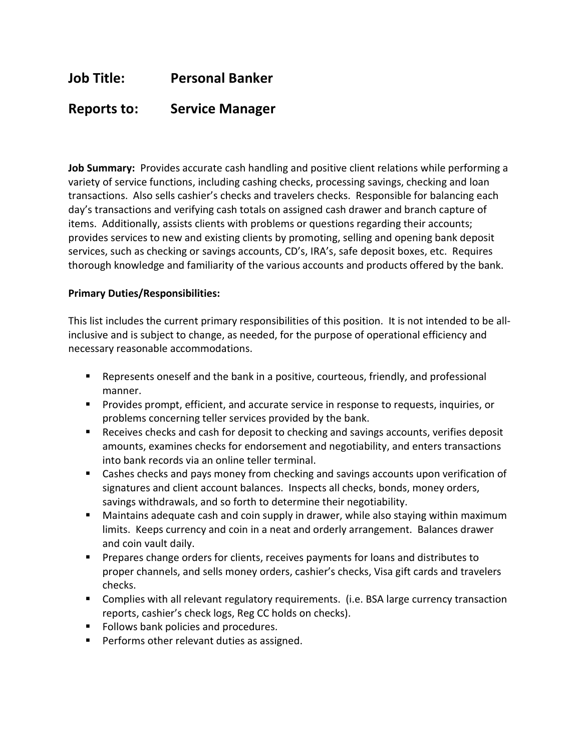## Job Title: Personal Banker

## Reports to: Service Manager

**Job Summary:** Provides accurate cash handling and positive client relations while performing a variety of service functions, including cashing checks, processing savings, checking and loan transactions. Also sells cashier's checks and travelers checks. Responsible for balancing each day's transactions and verifying cash totals on assigned cash drawer and branch capture of items. Additionally, assists clients with problems or questions regarding their accounts; provides services to new and existing clients by promoting, selling and opening bank deposit services, such as checking or savings accounts, CD's, IRA's, safe deposit boxes, etc. Requires thorough knowledge and familiarity of the various accounts and products offered by the bank.

**Primary Duties/Responsibilities:**

This list includes the current primary responsibilities of this position. It is not intended to be all-inclusive and is subject to change, as needed, for the purpose of operational efficiency and necessary reasonable accommodations.

- Represents oneself and the bank in a positive, courteous, friendly, and professional manner.
- Provides prompt, efficient, and accurate service in response to requests, inquiries, or problems concerning teller services provided by the bank.
- Receives checks and cash for deposit to checking and savings accounts, verifies deposit amounts, examines checks for endorsement and negotiability, and enters transactions into bank records via an online teller terminal.
- Cashes checks and pays money from checking and savings accounts upon verification of signatures and client account balances. Inspects all checks, bonds, money orders, savings withdrawals, and so forth to determine their negotiability.
- Maintains adequate cash and coin supply in drawer, while also staying within maximum limits. Keeps currency and coin in a neat and orderly arrangement. Balances drawer and coin vault daily.
- Prepares change orders for clients, receives payments for loans and distributes to proper channels, and sells money orders, cashier's checks, Visa gift cards and travelers checks.
- Complies with all relevant regulatory requirements. (i.e. BSA large currency transaction reports, cashier's check logs, Reg CC holds on checks).
- Follows bank policies and procedures.
- Performs other relevant duties as assigned.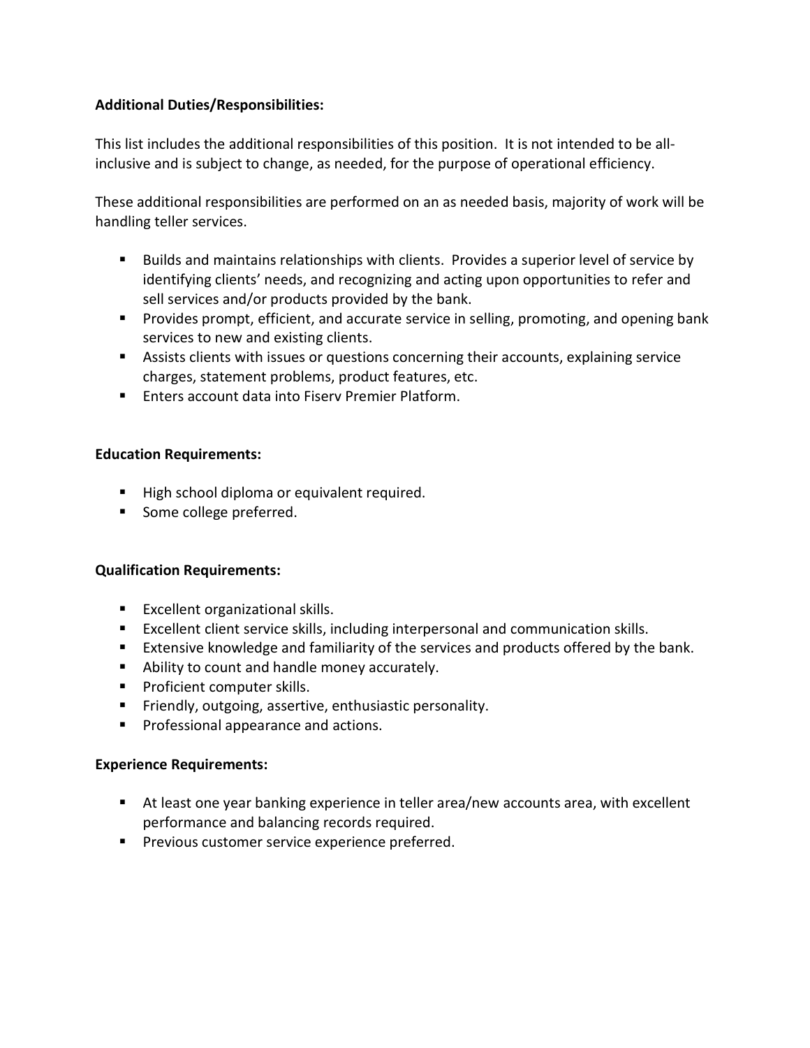**Additional Duties/Responsibilities:**

This list includes the additional responsibilities of this position. It is not intended to be all-inclusive and is subject to change, as needed, for the purpose of operational efficiency.

These additional responsibilities are performed on an as needed basis, majority of work will be handling teller services.

- Builds and maintains relationships with clients. Provides a superior level of service by identifying clients' needs, and recognizing and acting upon opportunities to refer and sell services and/or products provided by the bank.
- Provides prompt, efficient, and accurate service in selling, promoting, and opening bank services to new and existing clients.
- Assists clients with issues or questions concerning their accounts, explaining service charges, statement problems, product features, etc.
- Enters account data into Fiserv Premier Platform.

**Education Requirements:**

- High school diploma or equivalent required.
- Some college preferred.

**Qualification Requirements:**

- Excellent organizational skills.
- Excellent client service skills, including interpersonal and communication skills.
- Extensive knowledge and familiarity of the services and products offered by the bank.
- Ability to count and handle money accurately.
- Proficient computer skills.
- Friendly, outgoing, assertive, enthusiastic personality.
- Professional appearance and actions.

**Experience Requirements:**

- At least one year banking experience in teller area/new accounts area, with excellent performance and balancing records required.
- Previous customer service experience preferred.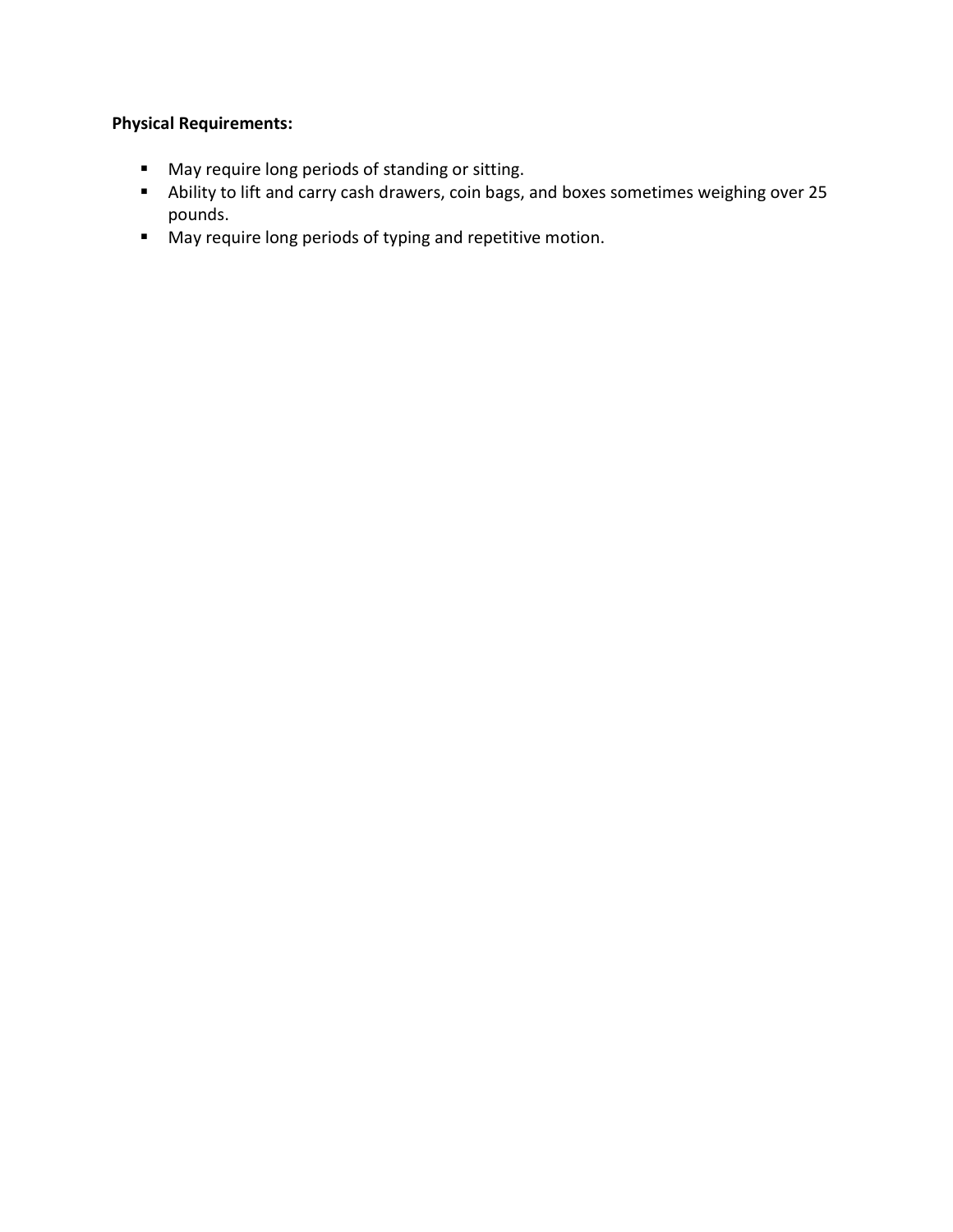**Physical Requirements:**

- May require long periods of standing or sitting.
- Ability to lift and carry cash drawers, coin bags, and boxes sometimes weighing over 25 pounds.
- May require long periods of typing and repetitive motion.